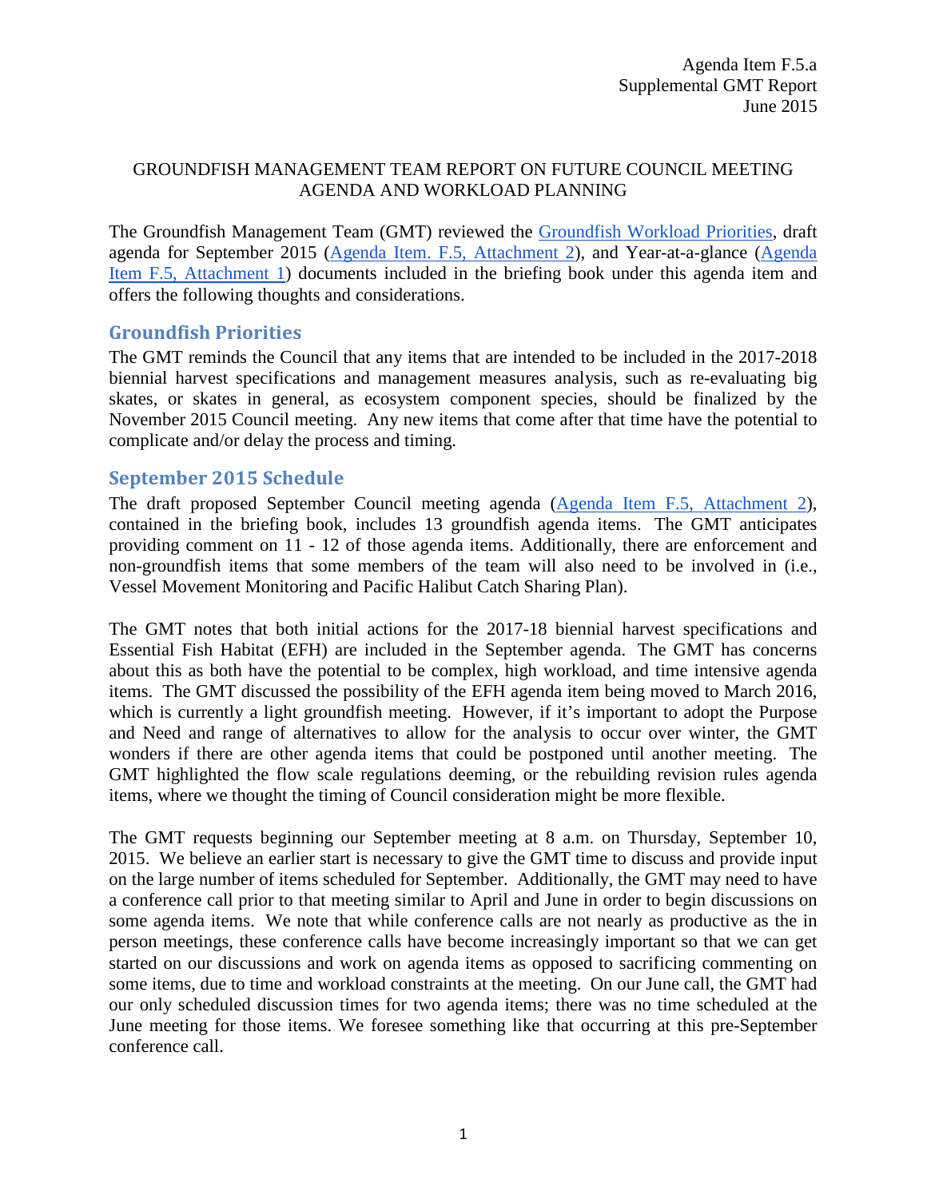Agenda Item F.5.a
Supplemental GMT Report
June 2015

GROUNDFISH MANAGEMENT TEAM REPORT ON FUTURE COUNCIL MEETING AGENDA AND WORKLOAD PLANNING

The Groundfish Management Team (GMT) reviewed the Groundfish Workload Priorities, draft agenda for September 2015 (Agenda Item. F.5, Attachment 2), and Year-at-a-glance (Agenda Item F.5, Attachment 1) documents included in the briefing book under this agenda item and offers the following thoughts and considerations.

## Groundfish Priorities

The GMT reminds the Council that any items that are intended to be included in the 2017-2018 biennial harvest specifications and management measures analysis, such as re-evaluating big skates, or skates in general, as ecosystem component species, should be finalized by the November 2015 Council meeting. Any new items that come after that time have the potential to complicate and/or delay the process and timing.

## September 2015 Schedule

The draft proposed September Council meeting agenda (Agenda Item F.5, Attachment 2), contained in the briefing book, includes 13 groundfish agenda items. The GMT anticipates providing comment on 11 - 12 of those agenda items. Additionally, there are enforcement and non-groundfish items that some members of the team will also need to be involved in (i.e., Vessel Movement Monitoring and Pacific Halibut Catch Sharing Plan).

The GMT notes that both initial actions for the 2017-18 biennial harvest specifications and Essential Fish Habitat (EFH) are included in the September agenda. The GMT has concerns about this as both have the potential to be complex, high workload, and time intensive agenda items. The GMT discussed the possibility of the EFH agenda item being moved to March 2016, which is currently a light groundfish meeting. However, if it's important to adopt the Purpose and Need and range of alternatives to allow for the analysis to occur over winter, the GMT wonders if there are other agenda items that could be postponed until another meeting. The GMT highlighted the flow scale regulations deeming, or the rebuilding revision rules agenda items, where we thought the timing of Council consideration might be more flexible.

The GMT requests beginning our September meeting at 8 a.m. on Thursday, September 10, 2015. We believe an earlier start is necessary to give the GMT time to discuss and provide input on the large number of items scheduled for September. Additionally, the GMT may need to have a conference call prior to that meeting similar to April and June in order to begin discussions on some agenda items. We note that while conference calls are not nearly as productive as the in person meetings, these conference calls have become increasingly important so that we can get started on our discussions and work on agenda items as opposed to sacrificing commenting on some items, due to time and workload constraints at the meeting. On our June call, the GMT had our only scheduled discussion times for two agenda items; there was no time scheduled at the June meeting for those items. We foresee something like that occurring at this pre-September conference call.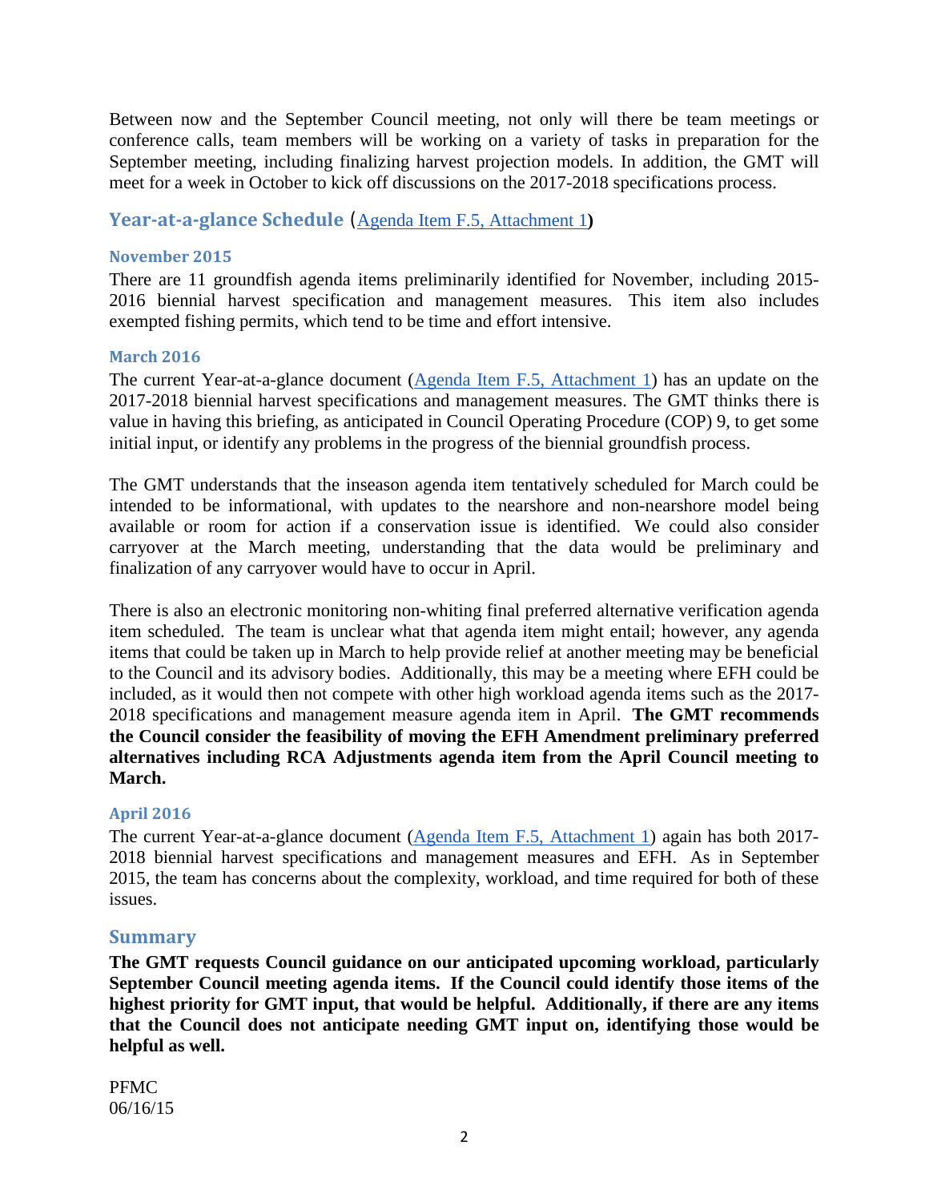Between now and the September Council meeting, not only will there be team meetings or conference calls, team members will be working on a variety of tasks in preparation for the September meeting, including finalizing harvest projection models. In addition, the GMT will meet for a week in October to kick off discussions on the 2017-2018 specifications process.

## Year-at-a-glance Schedule (Agenda Item F.5, Attachment 1)

### November 2015

There are 11 groundfish agenda items preliminarily identified for November, including 2015-2016 biennial harvest specification and management measures. This item also includes exempted fishing permits, which tend to be time and effort intensive.

### March 2016

The current Year-at-a-glance document (Agenda Item F.5, Attachment 1) has an update on the 2017-2018 biennial harvest specifications and management measures. The GMT thinks there is value in having this briefing, as anticipated in Council Operating Procedure (COP) 9, to get some initial input, or identify any problems in the progress of the biennial groundfish process.

The GMT understands that the inseason agenda item tentatively scheduled for March could be intended to be informational, with updates to the nearshore and non-nearshore model being available or room for action if a conservation issue is identified. We could also consider carryover at the March meeting, understanding that the data would be preliminary and finalization of any carryover would have to occur in April.

There is also an electronic monitoring non-whiting final preferred alternative verification agenda item scheduled. The team is unclear what that agenda item might entail; however, any agenda items that could be taken up in March to help provide relief at another meeting may be beneficial to the Council and its advisory bodies. Additionally, this may be a meeting where EFH could be included, as it would then not compete with other high workload agenda items such as the 2017-2018 specifications and management measure agenda item in April. **The GMT recommends the Council consider the feasibility of moving the EFH Amendment preliminary preferred alternatives including RCA Adjustments agenda item from the April Council meeting to March.**

### April 2016

The current Year-at-a-glance document (Agenda Item F.5, Attachment 1) again has both 2017-2018 biennial harvest specifications and management measures and EFH. As in September 2015, the team has concerns about the complexity, workload, and time required for both of these issues.

## Summary

**The GMT requests Council guidance on our anticipated upcoming workload, particularly September Council meeting agenda items. If the Council could identify those items of the highest priority for GMT input, that would be helpful. Additionally, if there are any items that the Council does not anticipate needing GMT input on, identifying those would be helpful as well.**

PFMC
06/16/15